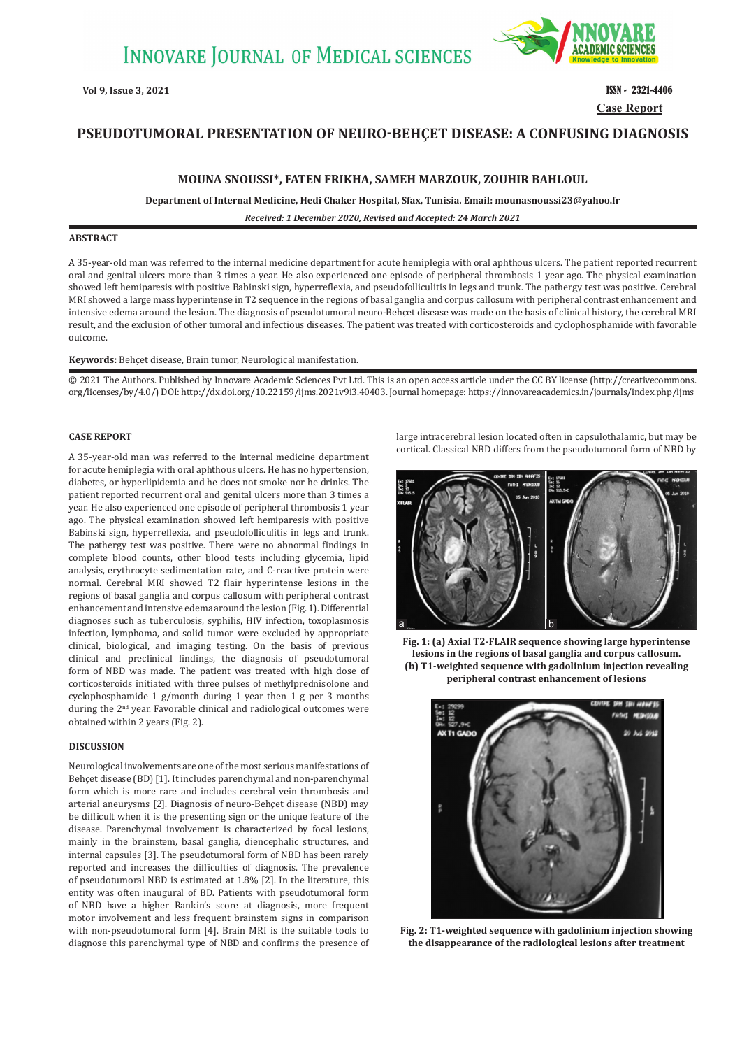# PSEUDOTUMORAL PRESENTATION OF NEURO-BEHÇET DISEASE: A CONFUSING DIAGNOSIS

**MOUNA SNOUSSI*, FATEN FRIKHA, SAMEH MARZOUK, ZOUHIR BAHLOUL**

**Department of Internal Medicine, Hedi Chaker Hospital, Sfax, Tunisia. Email: mounasnoussi23@yahoo.fr**

***Received: 1 December 2020, Revised and Accepted: 24 March 2021***

**Case Report**

## ABSTRACT

A 35-year-old man was referred to the internal medicine department for acute hemiplegia with oral aphthous ulcers. The patient reported recurrent oral and genital ulcers more than 3 times a year. He also experienced one episode of peripheral thrombosis 1 year ago. The physical examination showed left hemiparesis with positive Babinski sign, hyperreflexia, and pseudofolliculitis in legs and trunk. The pathergy test was positive. Cerebral MRI showed a large mass hyperintense in T2 sequence in the regions of basal ganglia and corpus callosum with peripheral contrast enhancement and intensive edema around the lesion. The diagnosis of pseudotumoral neuro-Behçet disease was made on the basis of clinical history, the cerebral MRI result, and the exclusion of other tumoral and infectious diseases. The patient was treated with corticosteroids and cyclophosphamide with favorable outcome.

**Keywords:** Behçet disease, Brain tumor, Neurological manifestation.

© 2021 The Authors. Published by Innovare Academic Sciences Pvt Ltd. This is an open access article under the CC BY license (http://creativecommons.org/licenses/by/4.0/) DOI: http://dx.doi.org/10.22159/ijms.2021v9i3.40403. Journal homepage: https://innovareacademics.in/journals/index.php/ijms

## CASE REPORT

A 35-year-old man was referred to the internal medicine department for acute hemiplegia with oral aphthous ulcers. He has no hypertension, diabetes, or hyperlipidemia and he does not smoke nor he drinks. The patient reported recurrent oral and genital ulcers more than 3 times a year. He also experienced one episode of peripheral thrombosis 1 year ago. The physical examination showed left hemiparesis with positive Babinski sign, hyperreflexia, and pseudofolliculitis in legs and trunk. The pathergy test was positive. There were no abnormal findings in complete blood counts, other blood tests including glycemia, lipid analysis, erythrocyte sedimentation rate, and C-reactive protein were normal. Cerebral MRI showed T2 flair hyperintense lesions in the regions of basal ganglia and corpus callosum with peripheral contrast enhancement and intensive edema around the lesion (Fig. 1). Differential diagnoses such as tuberculosis, syphilis, HIV infection, toxoplasmosis infection, lymphoma, and solid tumor were excluded by appropriate clinical, biological, and imaging testing. On the basis of previous clinical and preclinical findings, the diagnosis of pseudotumoral form of NBD was made. The patient was treated with high dose of corticosteroids initiated with three pulses of methylprednisolone and cyclophosphamide 1 g/month during 1 year then 1 g per 3 months during the 2nd year. Favorable clinical and radiological outcomes were obtained within 2 years (Fig. 2).

## DISCUSSION

Neurological involvements are one of the most serious manifestations of Behçet disease (BD) [1]. It includes parenchymal and non-parenchymal form which is more rare and includes cerebral vein thrombosis and arterial aneurysms [2]. Diagnosis of neuro-Behçet disease (NBD) may be difficult when it is the presenting sign or the unique feature of the disease. Parenchymal involvement is characterized by focal lesions, mainly in the brainstem, basal ganglia, diencephalic structures, and internal capsules [3]. The pseudotumoral form of NBD has been rarely reported and increases the difficulties of diagnosis. The prevalence of pseudotumoral NBD is estimated at 1.8% [2]. In the literature, this entity was often inaugural of BD. Patients with pseudotumoral form of NBD have a higher Rankin's score at diagnosis, more frequent motor involvement and less frequent brainstem signs in comparison with non-pseudotumoral form [4]. Brain MRI is the suitable tools to diagnose this parenchymal type of NBD and confirms the presence of large intracerebral lesion located often in capsulothalamic, but may be cortical. Classical NBD differs from the pseudotumoral form of NBD by

**Fig. 1: (a) Axial T2-FLAIR sequence showing large hyperintense lesions in the regions of basal ganglia and corpus callosum. (b) T1-weighted sequence with gadolinium injection revealing peripheral contrast enhancement of lesions**

**Fig. 2: T1-weighted sequence with gadolinium injection showing the disappearance of the radiological lesions after treatment**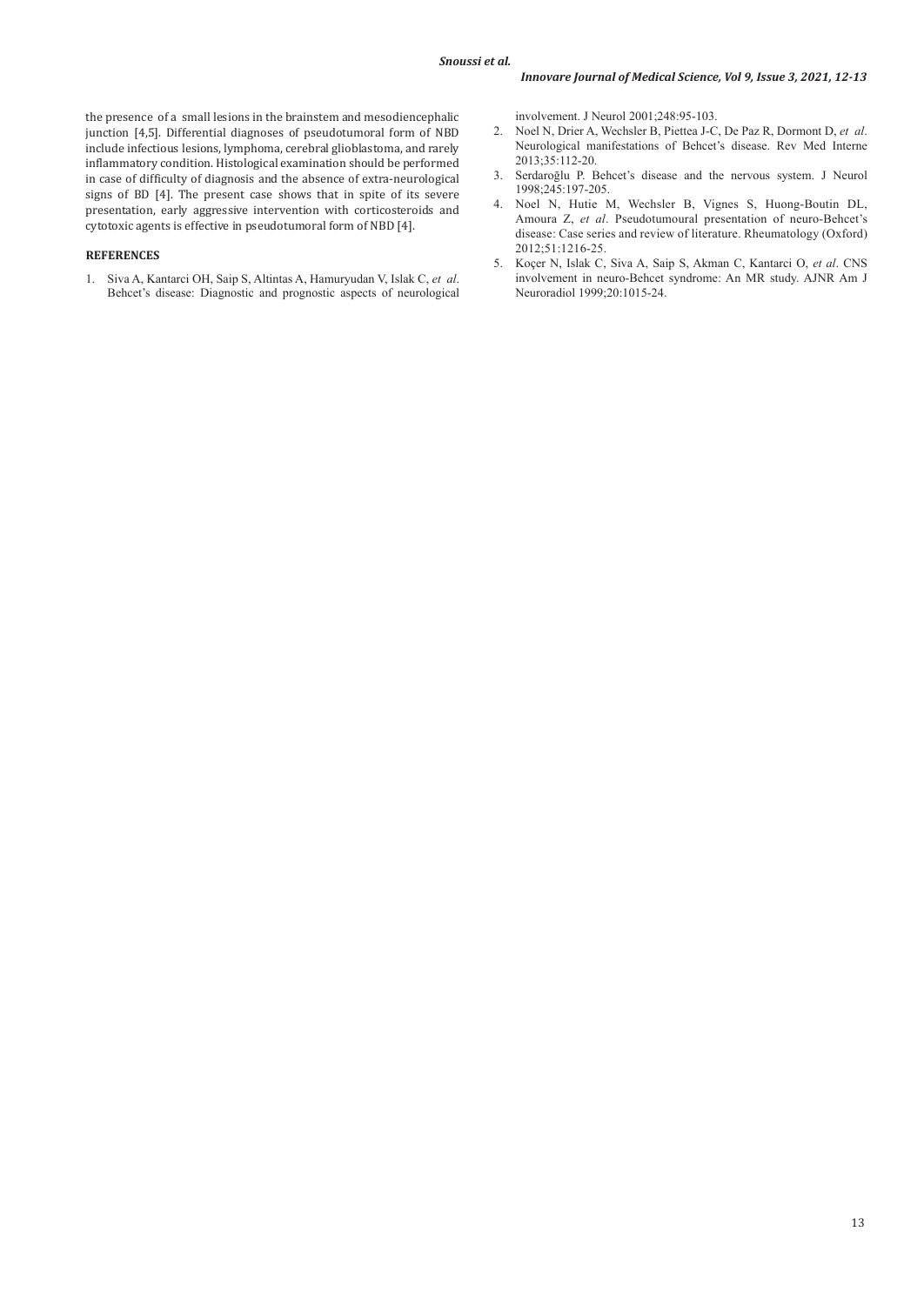the presence of a small lesions in the brainstem and mesodiencephalic junction [4,5]. Differential diagnoses of pseudotumoral form of NBD include infectious lesions, lymphoma, cerebral glioblastoma, and rarely inflammatory condition. Histological examination should be performed in case of difficulty of diagnosis and the absence of extra-neurological signs of BD [4]. The present case shows that in spite of its severe presentation, early aggressive intervention with corticosteroids and cytotoxic agents is effective in pseudotumoral form of NBD [4].

## REFERENCES

1. Siva A, Kantarci OH, Saip S, Altintas A, Hamuryudan V, Islak C, *et al*. Behcet's disease: Diagnostic and prognostic aspects of neurological involvement. J Neurol 2001;248:95-103.
2. Noel N, Drier A, Wechsler B, Piettea J-C, De Paz R, Dormont D, *et al*. Neurological manifestations of Behcet's disease. Rev Med Interne 2013;35:112-20.
3. Serdaroğlu P. Behcet's disease and the nervous system. J Neurol 1998;245:197-205.
4. Noel N, Hutie M, Wechsler B, Vignes S, Huong-Boutin DL, Amoura Z, *et al*. Pseudotumoural presentation of neuro-Behcet's disease: Case series and review of literature. Rheumatology (Oxford) 2012;51:1216-25.
5. Koçer N, Islak C, Siva A, Saip S, Akman C, Kantarci O, *et al*. CNS involvement in neuro-Behcet syndrome: An MR study. AJNR Am J Neuroradiol 1999;20:1015-24.